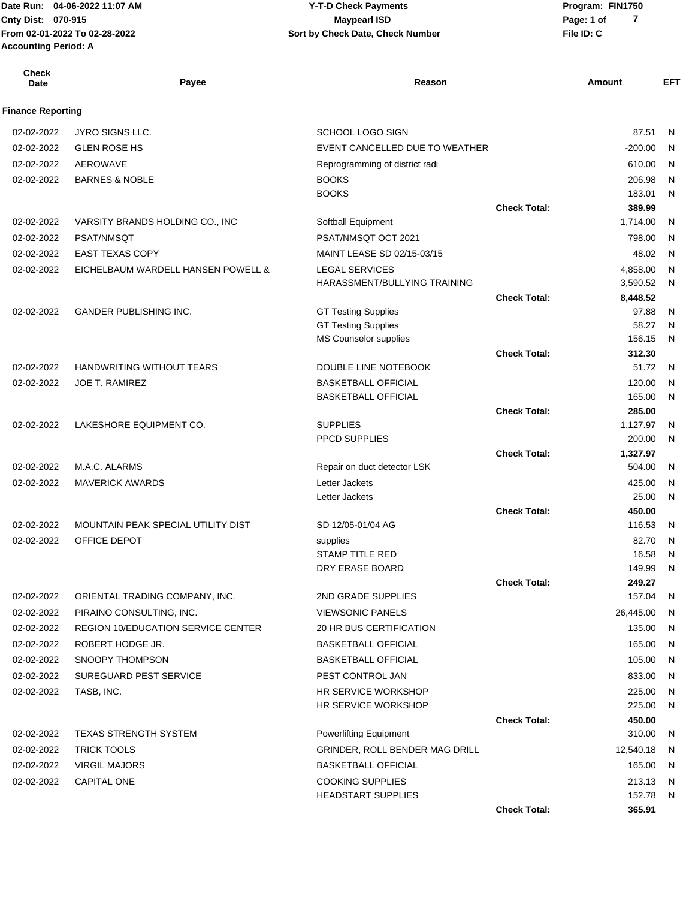Date Run: 04-06-2022 11:07 AM
Cnty Dist: 070-915
From 02-01-2022 To 02-28-2022
Accounting Period: A

**Y-T-D Check Payments**
**Maypearl ISD**
**Sort by Check Date, Check Number**

Program: FIN1750
File ID: C

**Finance Reporting**

| Check Date | Payee | Reason | | Amount | EFT |
|---|---|---|---|---|---|
| 02-02-2022 | JYRO SIGNS LLC. | SCHOOL LOGO SIGN | | 87.51 | N |
| 02-02-2022 | GLEN ROSE HS | EVENT CANCELLED DUE TO WEATHER | | -200.00 | N |
| 02-02-2022 | AEROWAVE | Reprogramming of district radi | | 610.00 | N |
| 02-02-2022 | BARNES & NOBLE | BOOKS | | 206.98 | N |
| | | BOOKS | | 183.01 | N |
| | | | **Check Total:** | **389.99** | |
| 02-02-2022 | VARSITY BRANDS HOLDING CO., INC | Softball Equipment | | 1,714.00 | N |
| 02-02-2022 | PSAT/NMSQT | PSAT/NMSQT OCT 2021 | | 798.00 | N |
| 02-02-2022 | EAST TEXAS COPY | MAINT LEASE SD 02/15-03/15 | | 48.02 | N |
| 02-02-2022 | EICHELBAUM WARDELL HANSEN POWELL & | LEGAL SERVICES | | 4,858.00 | N |
| | | HARASSMENT/BULLYING TRAINING | | 3,590.52 | N |
| | | | **Check Total:** | **8,448.52** | |
| 02-02-2022 | GANDER PUBLISHING INC. | GT Testing Supplies | | 97.88 | N |
| | | GT Testing Supplies | | 58.27 | N |
| | | MS Counselor supplies | | 156.15 | N |
| | | | **Check Total:** | **312.30** | |
| 02-02-2022 | HANDWRITING WITHOUT TEARS | DOUBLE LINE NOTEBOOK | | 51.72 | N |
| 02-02-2022 | JOE T. RAMIREZ | BASKETBALL OFFICIAL | | 120.00 | N |
| | | BASKETBALL OFFICIAL | | 165.00 | N |
| | | | **Check Total:** | **285.00** | |
| 02-02-2022 | LAKESHORE EQUIPMENT CO. | SUPPLIES | | 1,127.97 | N |
| | | PPCD SUPPLIES | | 200.00 | N |
| | | | **Check Total:** | **1,327.97** | |
| 02-02-2022 | M.A.C. ALARMS | Repair on duct detector LSK | | 504.00 | N |
| 02-02-2022 | MAVERICK AWARDS | Letter Jackets | | 425.00 | N |
| | | Letter Jackets | | 25.00 | N |
| | | | **Check Total:** | **450.00** | |
| 02-02-2022 | MOUNTAIN PEAK SPECIAL UTILITY DIST | SD 12/05-01/04 AG | | 116.53 | N |
| 02-02-2022 | OFFICE DEPOT | supplies | | 82.70 | N |
| | | STAMP TITLE RED | | 16.58 | N |
| | | DRY ERASE BOARD | | 149.99 | N |
| | | | **Check Total:** | **249.27** | |
| 02-02-2022 | ORIENTAL TRADING COMPANY, INC. | 2ND GRADE SUPPLIES | | 157.04 | N |
| 02-02-2022 | PIRAINO CONSULTING, INC. | VIEWSONIC PANELS | | 26,445.00 | N |
| 02-02-2022 | REGION 10/EDUCATION SERVICE CENTER | 20 HR BUS CERTIFICATION | | 135.00 | N |
| 02-02-2022 | ROBERT HODGE JR. | BASKETBALL OFFICIAL | | 165.00 | N |
| 02-02-2022 | SNOOPY THOMPSON | BASKETBALL OFFICIAL | | 105.00 | N |
| 02-02-2022 | SUREGUARD PEST SERVICE | PEST CONTROL JAN | | 833.00 | N |
| 02-02-2022 | TASB, INC. | HR SERVICE WORKSHOP | | 225.00 | N |
| | | HR SERVICE WORKSHOP | | 225.00 | N |
| | | | **Check Total:** | **450.00** | |
| 02-02-2022 | TEXAS STRENGTH SYSTEM | Powerlifting Equipment | | 310.00 | N |
| 02-02-2022 | TRICK TOOLS | GRINDER, ROLL BENDER MAG DRILL | | 12,540.18 | N |
| 02-02-2022 | VIRGIL MAJORS | BASKETBALL OFFICIAL | | 165.00 | N |
| 02-02-2022 | CAPITAL ONE | COOKING SUPPLIES | | 213.13 | N |
| | | HEADSTART SUPPLIES | | 152.78 | N |
| | | | **Check Total:** | **365.91** | |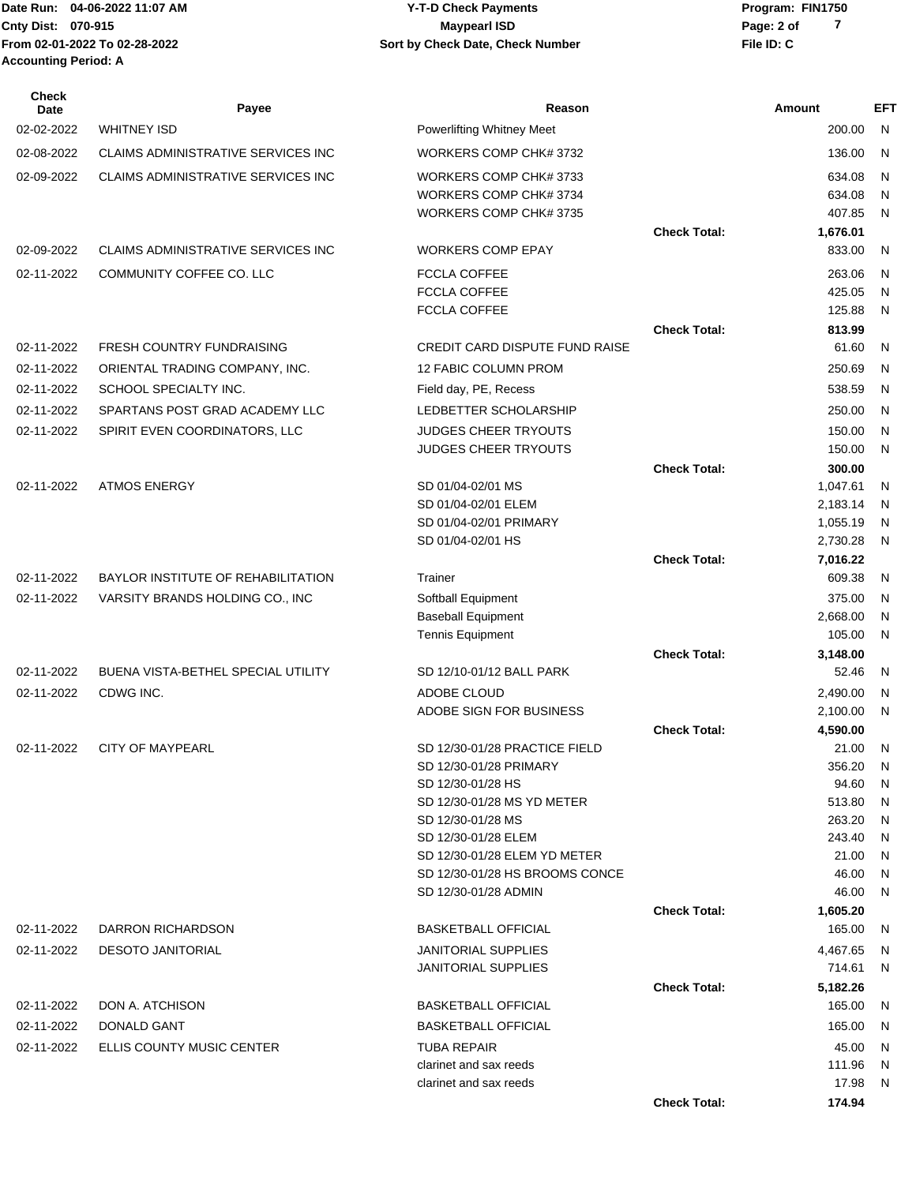| Check Date | Payee | Reason | | Amount | EFT |
|---|---|---|---|---|---|
| 02-02-2022 | WHITNEY ISD | Powerlifting Whitney Meet | | 200.00 | N |
| 02-08-2022 | CLAIMS ADMINISTRATIVE SERVICES INC | WORKERS COMP CHK# 3732 | | 136.00 | N |
| 02-09-2022 | CLAIMS ADMINISTRATIVE SERVICES INC | WORKERS COMP CHK# 3733 | | 634.08 | N |
| | | WORKERS COMP CHK# 3734 | | 634.08 | N |
| | | WORKERS COMP CHK# 3735 | | 407.85 | N |
| | | | **Check Total:** | **1,676.01** | |
| 02-09-2022 | CLAIMS ADMINISTRATIVE SERVICES INC | WORKERS COMP EPAY | | 833.00 | N |
| 02-11-2022 | COMMUNITY COFFEE CO. LLC | FCCLA COFFEE | | 263.06 | N |
| | | FCCLA COFFEE | | 425.05 | N |
| | | FCCLA COFFEE | | 125.88 | N |
| | | | **Check Total:** | **813.99** | |
| 02-11-2022 | FRESH COUNTRY FUNDRAISING | CREDIT CARD DISPUTE FUND RAISE | | 61.60 | N |
| 02-11-2022 | ORIENTAL TRADING COMPANY, INC. | 12 FABIC COLUMN PROM | | 250.69 | N |
| 02-11-2022 | SCHOOL SPECIALTY INC. | Field day, PE, Recess | | 538.59 | N |
| 02-11-2022 | SPARTANS POST GRAD ACADEMY LLC | LEDBETTER SCHOLARSHIP | | 250.00 | N |
| 02-11-2022 | SPIRIT EVEN COORDINATORS, LLC | JUDGES CHEER TRYOUTS | | 150.00 | N |
| | | JUDGES CHEER TRYOUTS | | 150.00 | N |
| | | | **Check Total:** | **300.00** | |
| 02-11-2022 | ATMOS ENERGY | SD 01/04-02/01 MS | | 1,047.61 | N |
| | | SD 01/04-02/01 ELEM | | 2,183.14 | N |
| | | SD 01/04-02/01 PRIMARY | | 1,055.19 | N |
| | | SD 01/04-02/01 HS | | 2,730.28 | N |
| | | | **Check Total:** | **7,016.22** | |
| 02-11-2022 | BAYLOR INSTITUTE OF REHABILITATION | Trainer | | 609.38 | N |
| 02-11-2022 | VARSITY BRANDS HOLDING CO., INC | Softball Equipment | | 375.00 | N |
| | | Baseball Equipment | | 2,668.00 | N |
| | | Tennis Equipment | | 105.00 | N |
| | | | **Check Total:** | **3,148.00** | |
| 02-11-2022 | BUENA VISTA-BETHEL SPECIAL UTILITY | SD 12/10-01/12 BALL PARK | | 52.46 | N |
| 02-11-2022 | CDWG INC. | ADOBE CLOUD | | 2,490.00 | N |
| | | ADOBE SIGN FOR BUSINESS | | 2,100.00 | N |
| | | | **Check Total:** | **4,590.00** | |
| 02-11-2022 | CITY OF MAYPEARL | SD 12/30-01/28 PRACTICE FIELD | | 21.00 | N |
| | | SD 12/30-01/28 PRIMARY | | 356.20 | N |
| | | SD 12/30-01/28 HS | | 94.60 | N |
| | | SD 12/30-01/28 MS YD METER | | 513.80 | N |
| | | SD 12/30-01/28 MS | | 263.20 | N |
| | | SD 12/30-01/28 ELEM | | 243.40 | N |
| | | SD 12/30-01/28 ELEM YD METER | | 21.00 | N |
| | | SD 12/30-01/28 HS BROOMS CONCE | | 46.00 | N |
| | | SD 12/30-01/28 ADMIN | | 46.00 | N |
| | | | **Check Total:** | **1,605.20** | |
| 02-11-2022 | DARRON RICHARDSON | BASKETBALL OFFICIAL | | 165.00 | N |
| 02-11-2022 | DESOTO JANITORIAL | JANITORIAL SUPPLIES | | 4,467.65 | N |
| | | JANITORIAL SUPPLIES | | 714.61 | N |
| | | | **Check Total:** | **5,182.26** | |
| 02-11-2022 | DON A. ATCHISON | BASKETBALL OFFICIAL | | 165.00 | N |
| 02-11-2022 | DONALD GANT | BASKETBALL OFFICIAL | | 165.00 | N |
| 02-11-2022 | ELLIS COUNTY MUSIC CENTER | TUBA REPAIR | | 45.00 | N |
| | | clarinet and sax reeds | | 111.96 | N |
| | | clarinet and sax reeds | | 17.98 | N |
| | | | **Check Total:** | **174.94** | |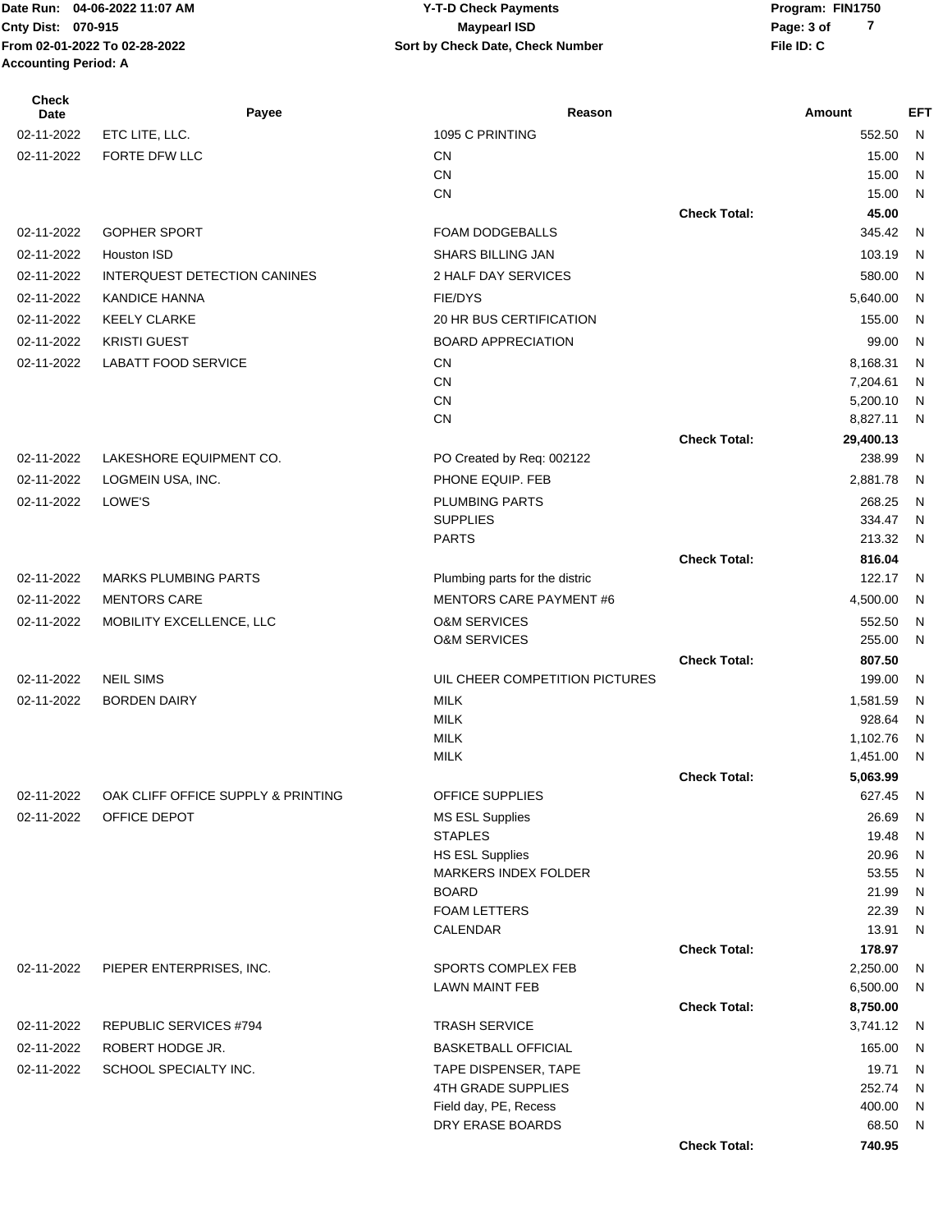Date Run: 04-06-2022 11:07 AM
Cnty Dist: 070-915
From 02-01-2022 To 02-28-2022
Accounting Period: A

**Y-T-D Check Payments**
**Maypearl ISD**
**Sort by Check Date, Check Number**

Program: FIN1750
File ID: C

| Check Date | Payee | Reason | | Amount | EFT |
|---|---|---|---|---|---|
| 02-11-2022 | ETC LITE, LLC. | 1095 C PRINTING | | 552.50 | N |
| 02-11-2022 | FORTE DFW LLC | CN | | 15.00 | N |
| | | CN | | 15.00 | N |
| | | CN | | 15.00 | N |
| | | | **Check Total:** | **45.00** | |
| 02-11-2022 | GOPHER SPORT | FOAM DODGEBALLS | | 345.42 | N |
| 02-11-2022 | Houston ISD | SHARS BILLING JAN | | 103.19 | N |
| 02-11-2022 | INTERQUEST DETECTION CANINES | 2 HALF DAY SERVICES | | 580.00 | N |
| 02-11-2022 | KANDICE HANNA | FIE/DYS | | 5,640.00 | N |
| 02-11-2022 | KEELY CLARKE | 20 HR BUS CERTIFICATION | | 155.00 | N |
| 02-11-2022 | KRISTI GUEST | BOARD APPRECIATION | | 99.00 | N |
| 02-11-2022 | LABATT FOOD SERVICE | CN | | 8,168.31 | N |
| | | CN | | 7,204.61 | N |
| | | CN | | 5,200.10 | N |
| | | CN | | 8,827.11 | N |
| | | | **Check Total:** | **29,400.13** | |
| 02-11-2022 | LAKESHORE EQUIPMENT CO. | PO Created by Req: 002122 | | 238.99 | N |
| 02-11-2022 | LOGMEIN USA, INC. | PHONE EQUIP. FEB | | 2,881.78 | N |
| 02-11-2022 | LOWE'S | PLUMBING PARTS | | 268.25 | N |
| | | SUPPLIES | | 334.47 | N |
| | | PARTS | | 213.32 | N |
| | | | **Check Total:** | **816.04** | |
| 02-11-2022 | MARKS PLUMBING PARTS | Plumbing parts for the distric | | 122.17 | N |
| 02-11-2022 | MENTORS CARE | MENTORS CARE PAYMENT #6 | | 4,500.00 | N |
| 02-11-2022 | MOBILITY EXCELLENCE, LLC | O&M SERVICES | | 552.50 | N |
| | | O&M SERVICES | | 255.00 | N |
| | | | **Check Total:** | **807.50** | |
| 02-11-2022 | NEIL SIMS | UIL CHEER COMPETITION PICTURES | | 199.00 | N |
| 02-11-2022 | BORDEN DAIRY | MILK | | 1,581.59 | N |
| | | MILK | | 928.64 | N |
| | | MILK | | 1,102.76 | N |
| | | MILK | | 1,451.00 | N |
| | | | **Check Total:** | **5,063.99** | |
| 02-11-2022 | OAK CLIFF OFFICE SUPPLY & PRINTING | OFFICE SUPPLIES | | 627.45 | N |
| 02-11-2022 | OFFICE DEPOT | MS ESL Supplies | | 26.69 | N |
| | | STAPLES | | 19.48 | N |
| | | HS ESL Supplies | | 20.96 | N |
| | | MARKERS INDEX FOLDER | | 53.55 | N |
| | | BOARD | | 21.99 | N |
| | | FOAM LETTERS | | 22.39 | N |
| | | CALENDAR | | 13.91 | N |
| | | | **Check Total:** | **178.97** | |
| 02-11-2022 | PIEPER ENTERPRISES, INC. | SPORTS COMPLEX FEB | | 2,250.00 | N |
| | | LAWN MAINT FEB | | 6,500.00 | N |
| | | | **Check Total:** | **8,750.00** | |
| 02-11-2022 | REPUBLIC SERVICES #794 | TRASH SERVICE | | 3,741.12 | N |
| 02-11-2022 | ROBERT HODGE JR. | BASKETBALL OFFICIAL | | 165.00 | N |
| 02-11-2022 | SCHOOL SPECIALTY INC. | TAPE DISPENSER, TAPE | | 19.71 | N |
| | | 4TH GRADE SUPPLIES | | 252.74 | N |
| | | Field day, PE, Recess | | 400.00 | N |
| | | DRY ERASE BOARDS | | 68.50 | N |
| | | | **Check Total:** | **740.95** | |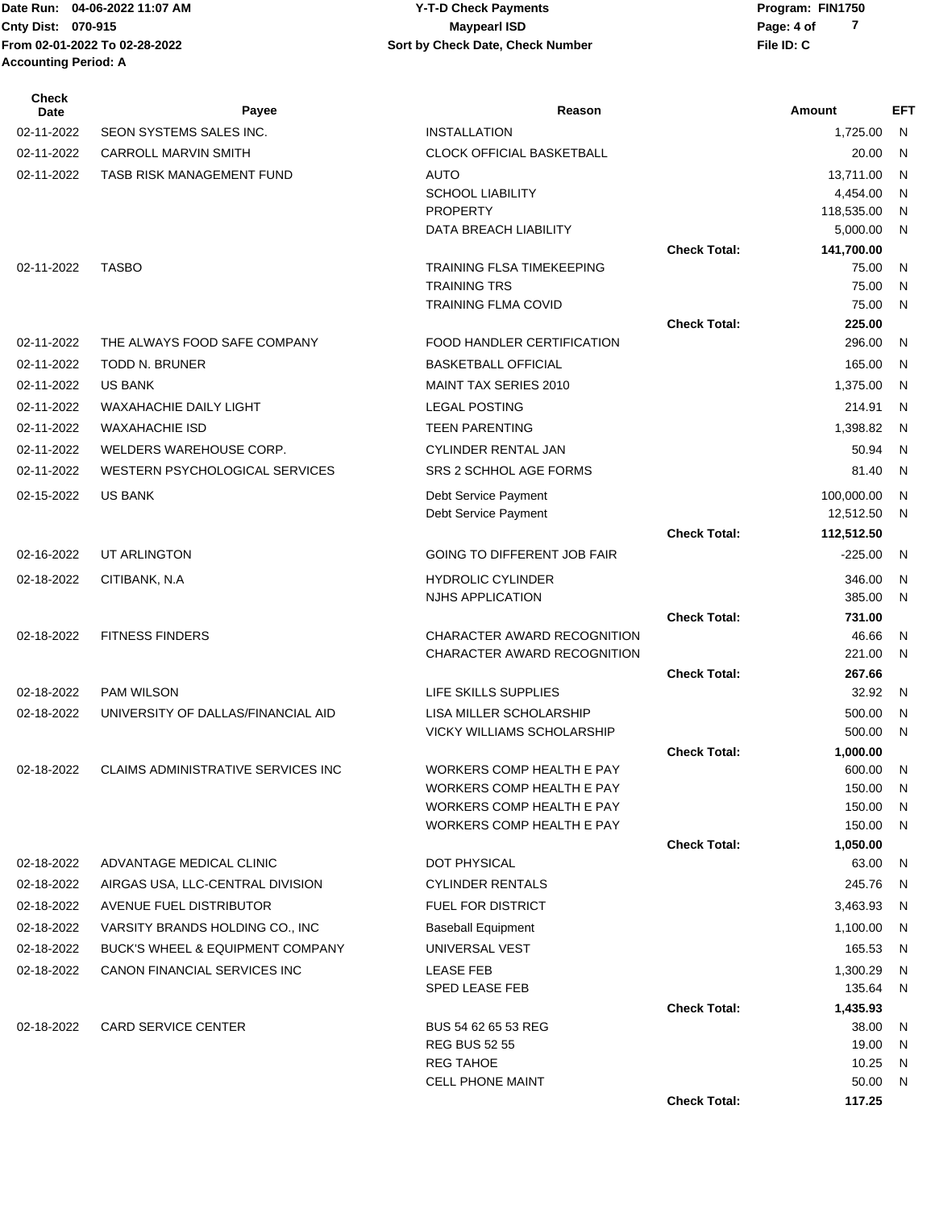Date Run: 04-06-2022 11:07 AM
Cnty Dist: 070-915
From 02-01-2022 To 02-28-2022
Accounting Period: A

**Y-T-D Check Payments**
**Maypearl ISD**
**Sort by Check Date, Check Number**

Program: FIN1750
File ID: C

| Check Date | Payee | Reason | | Amount | EFT |
|---|---|---|---|---|---|
| 02-11-2022 | SEON SYSTEMS SALES INC. | INSTALLATION | | 1,725.00 | N |
| 02-11-2022 | CARROLL MARVIN SMITH | CLOCK OFFICIAL BASKETBALL | | 20.00 | N |
| 02-11-2022 | TASB RISK MANAGEMENT FUND | AUTO | | 13,711.00 | N |
| | | SCHOOL LIABILITY | | 4,454.00 | N |
| | | PROPERTY | | 118,535.00 | N |
| | | DATA BREACH LIABILITY | | 5,000.00 | N |
| | | | **Check Total:** | **141,700.00** | |
| 02-11-2022 | TASBO | TRAINING FLSA TIMEKEEPING | | 75.00 | N |
| | | TRAINING TRS | | 75.00 | N |
| | | TRAINING FLMA COVID | | 75.00 | N |
| | | | **Check Total:** | **225.00** | |
| 02-11-2022 | THE ALWAYS FOOD SAFE COMPANY | FOOD HANDLER CERTIFICATION | | 296.00 | N |
| 02-11-2022 | TODD N. BRUNER | BASKETBALL OFFICIAL | | 165.00 | N |
| 02-11-2022 | US BANK | MAINT TAX SERIES 2010 | | 1,375.00 | N |
| 02-11-2022 | WAXAHACHIE DAILY LIGHT | LEGAL POSTING | | 214.91 | N |
| 02-11-2022 | WAXAHACHIE ISD | TEEN PARENTING | | 1,398.82 | N |
| 02-11-2022 | WELDERS WAREHOUSE CORP. | CYLINDER RENTAL JAN | | 50.94 | N |
| 02-11-2022 | WESTERN PSYCHOLOGICAL SERVICES | SRS 2 SCHHOL AGE FORMS | | 81.40 | N |
| 02-15-2022 | US BANK | Debt Service Payment | | 100,000.00 | N |
| | | Debt Service Payment | | 12,512.50 | N |
| | | | **Check Total:** | **112,512.50** | |
| 02-16-2022 | UT ARLINGTON | GOING TO DIFFERENT JOB FAIR | | -225.00 | N |
| 02-18-2022 | CITIBANK, N.A | HYDROLIC CYLINDER | | 346.00 | N |
| | | NJHS APPLICATION | | 385.00 | N |
| | | | **Check Total:** | **731.00** | |
| 02-18-2022 | FITNESS FINDERS | CHARACTER AWARD RECOGNITION | | 46.66 | N |
| | | CHARACTER AWARD RECOGNITION | | 221.00 | N |
| | | | **Check Total:** | **267.66** | |
| 02-18-2022 | PAM WILSON | LIFE SKILLS SUPPLIES | | 32.92 | N |
| 02-18-2022 | UNIVERSITY OF DALLAS/FINANCIAL AID | LISA MILLER SCHOLARSHIP | | 500.00 | N |
| | | VICKY WILLIAMS SCHOLARSHIP | | 500.00 | N |
| | | | **Check Total:** | **1,000.00** | |
| 02-18-2022 | CLAIMS ADMINISTRATIVE SERVICES INC | WORKERS COMP HEALTH E PAY | | 600.00 | N |
| | | WORKERS COMP HEALTH E PAY | | 150.00 | N |
| | | WORKERS COMP HEALTH E PAY | | 150.00 | N |
| | | WORKERS COMP HEALTH E PAY | | 150.00 | N |
| | | | **Check Total:** | **1,050.00** | |
| 02-18-2022 | ADVANTAGE MEDICAL CLINIC | DOT PHYSICAL | | 63.00 | N |
| 02-18-2022 | AIRGAS USA, LLC-CENTRAL DIVISION | CYLINDER RENTALS | | 245.76 | N |
| 02-18-2022 | AVENUE FUEL DISTRIBUTOR | FUEL FOR DISTRICT | | 3,463.93 | N |
| 02-18-2022 | VARSITY BRANDS HOLDING CO., INC | Baseball Equipment | | 1,100.00 | N |
| 02-18-2022 | BUCK'S WHEEL & EQUIPMENT COMPANY | UNIVERSAL VEST | | 165.53 | N |
| 02-18-2022 | CANON FINANCIAL SERVICES INC | LEASE FEB | | 1,300.29 | N |
| | | SPED LEASE FEB | | 135.64 | N |
| | | | **Check Total:** | **1,435.93** | |
| 02-18-2022 | CARD SERVICE CENTER | BUS 54 62 65 53 REG | | 38.00 | N |
| | | REG BUS 52 55 | | 19.00 | N |
| | | REG TAHOE | | 10.25 | N |
| | | CELL PHONE MAINT | | 50.00 | N |
| | | | **Check Total:** | **117.25** | |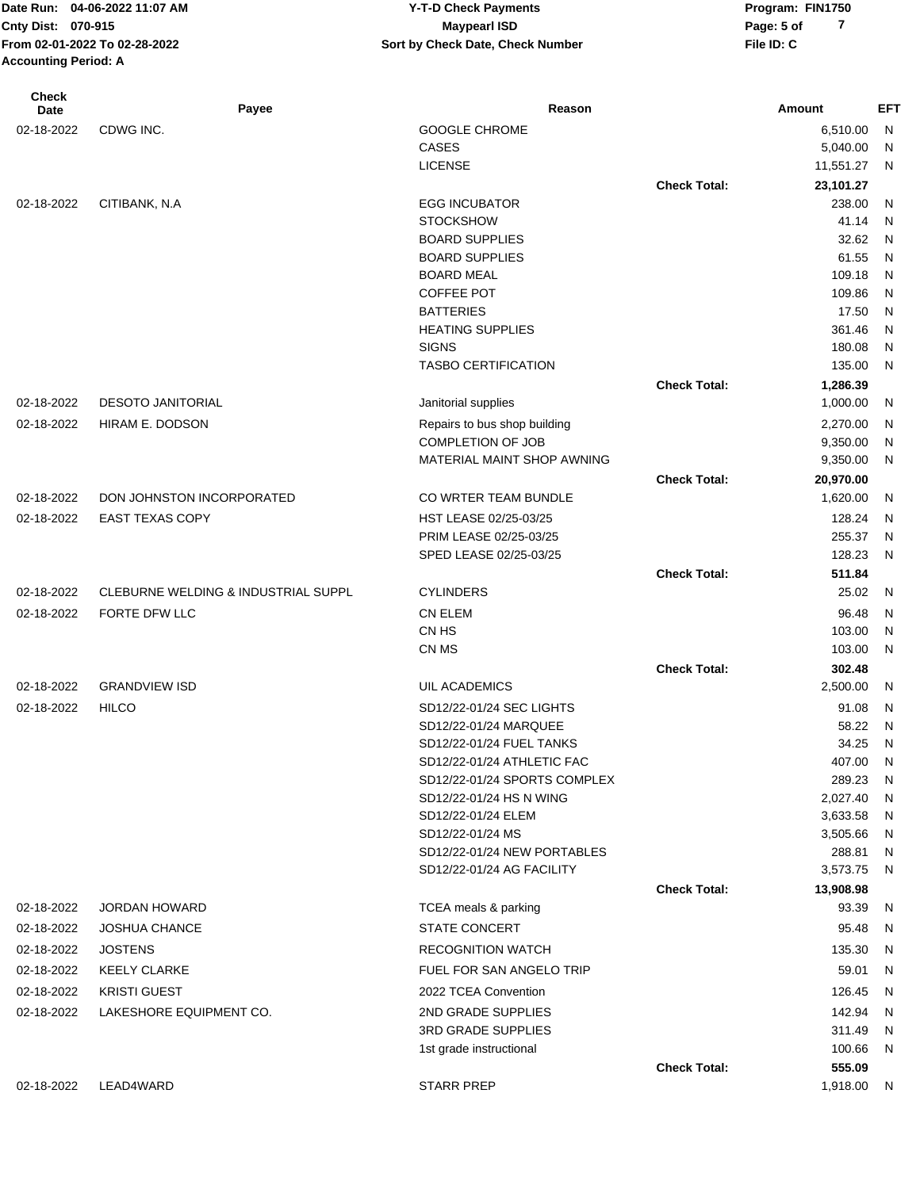| Check Date | Payee | Reason | | Amount | EFT |
|---|---|---|---|---|---|
| 02-18-2022 | CDWG INC. | GOOGLE CHROME | | 6,510.00 | N |
| | | CASES | | 5,040.00 | N |
| | | LICENSE | | 11,551.27 | N |
| | | | **Check Total:** | **23,101.27** | |
| 02-18-2022 | CITIBANK, N.A | EGG INCUBATOR | | 238.00 | N |
| | | STOCKSHOW | | 41.14 | N |
| | | BOARD SUPPLIES | | 32.62 | N |
| | | BOARD SUPPLIES | | 61.55 | N |
| | | BOARD MEAL | | 109.18 | N |
| | | COFFEE POT | | 109.86 | N |
| | | BATTERIES | | 17.50 | N |
| | | HEATING SUPPLIES | | 361.46 | N |
| | | SIGNS | | 180.08 | N |
| | | TASBO CERTIFICATION | | 135.00 | N |
| | | | **Check Total:** | **1,286.39** | |
| 02-18-2022 | DESOTO JANITORIAL | Janitorial supplies | | 1,000.00 | N |
| 02-18-2022 | HIRAM E. DODSON | Repairs to bus shop building | | 2,270.00 | N |
| | | COMPLETION OF JOB | | 9,350.00 | N |
| | | MATERIAL MAINT SHOP AWNING | | 9,350.00 | N |
| | | | **Check Total:** | **20,970.00** | |
| 02-18-2022 | DON JOHNSTON INCORPORATED | CO WRTER TEAM BUNDLE | | 1,620.00 | N |
| 02-18-2022 | EAST TEXAS COPY | HST LEASE 02/25-03/25 | | 128.24 | N |
| | | PRIM LEASE 02/25-03/25 | | 255.37 | N |
| | | SPED LEASE 02/25-03/25 | | 128.23 | N |
| | | | **Check Total:** | **511.84** | |
| 02-18-2022 | CLEBURNE WELDING & INDUSTRIAL SUPPL | CYLINDERS | | 25.02 | N |
| 02-18-2022 | FORTE DFW LLC | CN ELEM | | 96.48 | N |
| | | CN HS | | 103.00 | N |
| | | CN MS | | 103.00 | N |
| | | | **Check Total:** | **302.48** | |
| 02-18-2022 | GRANDVIEW ISD | UIL ACADEMICS | | 2,500.00 | N |
| 02-18-2022 | HILCO | SD12/22-01/24 SEC LIGHTS | | 91.08 | N |
| | | SD12/22-01/24 MARQUEE | | 58.22 | N |
| | | SD12/22-01/24 FUEL TANKS | | 34.25 | N |
| | | SD12/22-01/24 ATHLETIC FAC | | 407.00 | N |
| | | SD12/22-01/24 SPORTS COMPLEX | | 289.23 | N |
| | | SD12/22-01/24 HS N WING | | 2,027.40 | N |
| | | SD12/22-01/24 ELEM | | 3,633.58 | N |
| | | SD12/22-01/24 MS | | 3,505.66 | N |
| | | SD12/22-01/24 NEW PORTABLES | | 288.81 | N |
| | | SD12/22-01/24 AG FACILITY | | 3,573.75 | N |
| | | | **Check Total:** | **13,908.98** | |
| 02-18-2022 | JORDAN HOWARD | TCEA meals & parking | | 93.39 | N |
| 02-18-2022 | JOSHUA CHANCE | STATE CONCERT | | 95.48 | N |
| 02-18-2022 | JOSTENS | RECOGNITION WATCH | | 135.30 | N |
| 02-18-2022 | KEELY CLARKE | FUEL FOR SAN ANGELO TRIP | | 59.01 | N |
| 02-18-2022 | KRISTI GUEST | 2022 TCEA Convention | | 126.45 | N |
| 02-18-2022 | LAKESHORE EQUIPMENT CO. | 2ND GRADE SUPPLIES | | 142.94 | N |
| | | 3RD GRADE SUPPLIES | | 311.49 | N |
| | | 1st grade instructional | | 100.66 | N |
| | | | **Check Total:** | **555.09** | |
| 02-18-2022 | LEAD4WARD | STARR PREP | | 1,918.00 | N |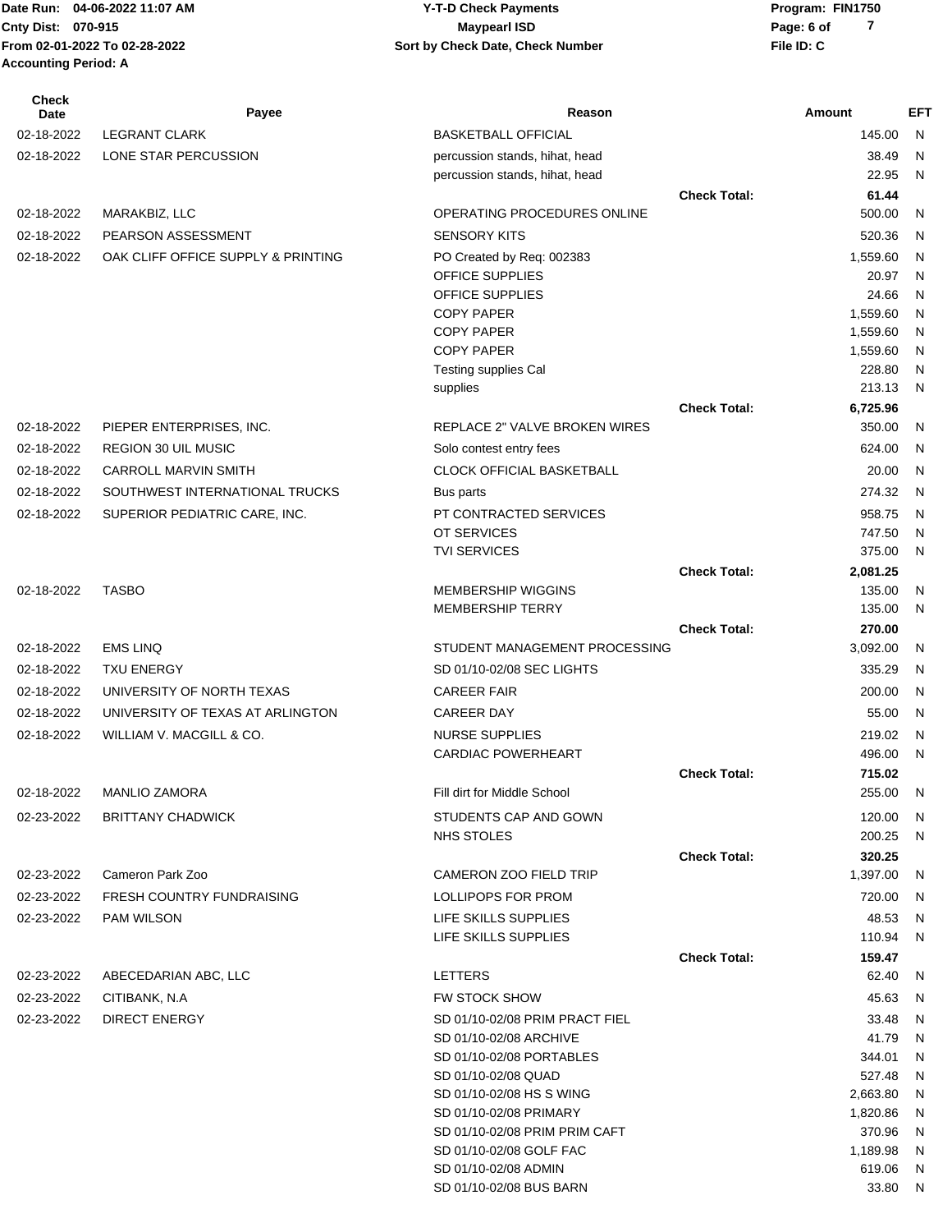Date Run: 04-06-2022 11:07 AM | Y-T-D Check Payments | Program: FIN1750
Cnty Dist: 070-915 | Maypearl ISD | Page: 6 of 7
From 02-01-2022 To 02-28-2022 | Sort by Check Date, Check Number | File ID: C
Accounting Period: A

| Check Date | Payee | Reason | | Amount | EFT |
|---|---|---|---|---|---|
| 02-18-2022 | LEGRANT CLARK | BASKETBALL OFFICIAL | | 145.00 | N |
| 02-18-2022 | LONE STAR PERCUSSION | percussion stands, hihat, head | | 38.49 | N |
| | | percussion stands, hihat, head | | 22.95 | N |
| | | | **Check Total:** | **61.44** | |
| 02-18-2022 | MARAKBIZ, LLC | OPERATING PROCEDURES ONLINE | | 500.00 | N |
| 02-18-2022 | PEARSON ASSESSMENT | SENSORY KITS | | 520.36 | N |
| 02-18-2022 | OAK CLIFF OFFICE SUPPLY & PRINTING | PO Created by Req: 002383 | | 1,559.60 | N |
| | | OFFICE SUPPLIES | | 20.97 | N |
| | | OFFICE SUPPLIES | | 24.66 | N |
| | | COPY PAPER | | 1,559.60 | N |
| | | COPY PAPER | | 1,559.60 | N |
| | | COPY PAPER | | 1,559.60 | N |
| | | Testing supplies Cal | | 228.80 | N |
| | | supplies | | 213.13 | N |
| | | | **Check Total:** | **6,725.96** | |
| 02-18-2022 | PIEPER ENTERPRISES, INC. | REPLACE 2" VALVE BROKEN WIRES | | 350.00 | N |
| 02-18-2022 | REGION 30 UIL MUSIC | Solo contest entry fees | | 624.00 | N |
| 02-18-2022 | CARROLL MARVIN SMITH | CLOCK OFFICIAL BASKETBALL | | 20.00 | N |
| 02-18-2022 | SOUTHWEST INTERNATIONAL TRUCKS | Bus parts | | 274.32 | N |
| 02-18-2022 | SUPERIOR PEDIATRIC CARE, INC. | PT CONTRACTED SERVICES | | 958.75 | N |
| | | OT SERVICES | | 747.50 | N |
| | | TVI SERVICES | | 375.00 | N |
| | | | **Check Total:** | **2,081.25** | |
| 02-18-2022 | TASBO | MEMBERSHIP WIGGINS | | 135.00 | N |
| | | MEMBERSHIP TERRY | | 135.00 | N |
| | | | **Check Total:** | **270.00** | |
| 02-18-2022 | EMS LINQ | STUDENT MANAGEMENT PROCESSING | | 3,092.00 | N |
| 02-18-2022 | TXU ENERGY | SD 01/10-02/08 SEC LIGHTS | | 335.29 | N |
| 02-18-2022 | UNIVERSITY OF NORTH TEXAS | CAREER FAIR | | 200.00 | N |
| 02-18-2022 | UNIVERSITY OF TEXAS AT ARLINGTON | CAREER DAY | | 55.00 | N |
| 02-18-2022 | WILLIAM V. MACGILL & CO. | NURSE SUPPLIES | | 219.02 | N |
| | | CARDIAC POWERHEART | | 496.00 | N |
| | | | **Check Total:** | **715.02** | |
| 02-18-2022 | MANLIO ZAMORA | Fill dirt for Middle School | | 255.00 | N |
| 02-23-2022 | BRITTANY CHADWICK | STUDENTS CAP AND GOWN | | 120.00 | N |
| | | NHS STOLES | | 200.25 | N |
| | | | **Check Total:** | **320.25** | |
| 02-23-2022 | Cameron Park Zoo | CAMERON ZOO FIELD TRIP | | 1,397.00 | N |
| 02-23-2022 | FRESH COUNTRY FUNDRAISING | LOLLIPOPS FOR PROM | | 720.00 | N |
| 02-23-2022 | PAM WILSON | LIFE SKILLS SUPPLIES | | 48.53 | N |
| | | LIFE SKILLS SUPPLIES | | 110.94 | N |
| | | | **Check Total:** | **159.47** | |
| 02-23-2022 | ABECEDARIAN ABC, LLC | LETTERS | | 62.40 | N |
| 02-23-2022 | CITIBANK, N.A | FW STOCK SHOW | | 45.63 | N |
| 02-23-2022 | DIRECT ENERGY | SD 01/10-02/08 PRIM PRACT FIEL | | 33.48 | N |
| | | SD 01/10-02/08 ARCHIVE | | 41.79 | N |
| | | SD 01/10-02/08 PORTABLES | | 344.01 | N |
| | | SD 01/10-02/08 QUAD | | 527.48 | N |
| | | SD 01/10-02/08 HS S WING | | 2,663.80 | N |
| | | SD 01/10-02/08 PRIMARY | | 1,820.86 | N |
| | | SD 01/10-02/08 PRIM PRIM CAFT | | 370.96 | N |
| | | SD 01/10-02/08 GOLF FAC | | 1,189.98 | N |
| | | SD 01/10-02/08 ADMIN | | 619.06 | N |
| | | SD 01/10-02/08 BUS BARN | | 33.80 | N |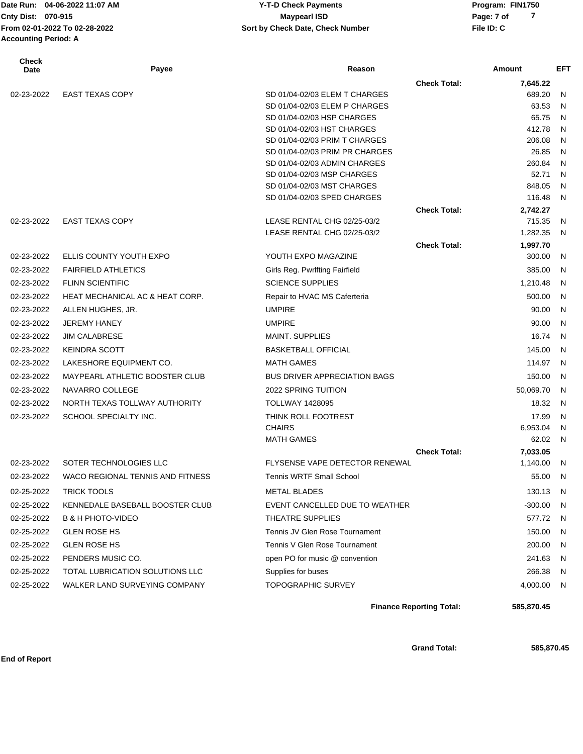| Check Date | Payee | Reason | | Amount | EFT |
|---|---|---|---|---|---|
| | | | **Check Total:** | **7,645.22** | |
| 02-23-2022 | EAST TEXAS COPY | SD 01/04-02/03 ELEM T CHARGES | | 689.20 | N |
| | | SD 01/04-02/03 ELEM P CHARGES | | 63.53 | N |
| | | SD 01/04-02/03 HSP CHARGES | | 65.75 | N |
| | | SD 01/04-02/03 HST CHARGES | | 412.78 | N |
| | | SD 01/04-02/03 PRIM T CHARGES | | 206.08 | N |
| | | SD 01/04-02/03 PRIM PR CHARGES | | 26.85 | N |
| | | SD 01/04-02/03 ADMIN CHARGES | | 260.84 | N |
| | | SD 01/04-02/03 MSP CHARGES | | 52.71 | N |
| | | SD 01/04-02/03 MST CHARGES | | 848.05 | N |
| | | SD 01/04-02/03 SPED CHARGES | | 116.48 | N |
| | | | **Check Total:** | **2,742.27** | |
| 02-23-2022 | EAST TEXAS COPY | LEASE RENTAL CHG 02/25-03/2 | | 715.35 | N |
| | | LEASE RENTAL CHG 02/25-03/2 | | 1,282.35 | N |
| | | | **Check Total:** | **1,997.70** | |
| 02-23-2022 | ELLIS COUNTY YOUTH EXPO | YOUTH EXPO MAGAZINE | | 300.00 | N |
| 02-23-2022 | FAIRFIELD ATHLETICS | Girls Reg. Pwrlfting Fairfield | | 385.00 | N |
| 02-23-2022 | FLINN SCIENTIFIC | SCIENCE SUPPLIES | | 1,210.48 | N |
| 02-23-2022 | HEAT MECHANICAL AC & HEAT CORP. | Repair to HVAC MS Caferteria | | 500.00 | N |
| 02-23-2022 | ALLEN HUGHES, JR. | UMPIRE | | 90.00 | N |
| 02-23-2022 | JEREMY HANEY | UMPIRE | | 90.00 | N |
| 02-23-2022 | JIM CALABRESE | MAINT. SUPPLIES | | 16.74 | N |
| 02-23-2022 | KEINDRA SCOTT | BASKETBALL OFFICIAL | | 145.00 | N |
| 02-23-2022 | LAKESHORE EQUIPMENT CO. | MATH GAMES | | 114.97 | N |
| 02-23-2022 | MAYPEARL ATHLETIC BOOSTER CLUB | BUS DRIVER APPRECIATION BAGS | | 150.00 | N |
| 02-23-2022 | NAVARRO COLLEGE | 2022 SPRING TUITION | | 50,069.70 | N |
| 02-23-2022 | NORTH TEXAS TOLLWAY AUTHORITY | TOLLWAY 1428095 | | 18.32 | N |
| 02-23-2022 | SCHOOL SPECIALTY INC. | THINK ROLL FOOTREST | | 17.99 | N |
| | | CHAIRS | | 6,953.04 | N |
| | | MATH GAMES | | 62.02 | N |
| | | | **Check Total:** | **7,033.05** | |
| 02-23-2022 | SOTER TECHNOLOGIES LLC | FLYSENSE VAPE DETECTOR RENEWAL | | 1,140.00 | N |
| 02-23-2022 | WACO REGIONAL TENNIS AND FITNESS | Tennis WRTF Small School | | 55.00 | N |
| 02-25-2022 | TRICK TOOLS | METAL BLADES | | 130.13 | N |
| 02-25-2022 | KENNEDALE BASEBALL BOOSTER CLUB | EVENT CANCELLED DUE TO WEATHER | | -300.00 | N |
| 02-25-2022 | B & H PHOTO-VIDEO | THEATRE SUPPLIES | | 577.72 | N |
| 02-25-2022 | GLEN ROSE HS | Tennis JV Glen Rose Tournament | | 150.00 | N |
| 02-25-2022 | GLEN ROSE HS | Tennis V Glen Rose Tournament | | 200.00 | N |
| 02-25-2022 | PENDERS MUSIC CO. | open PO for music @ convention | | 241.63 | N |
| 02-25-2022 | TOTAL LUBRICATION SOLUTIONS LLC | Supplies for buses | | 266.38 | N |
| 02-25-2022 | WALKER LAND SURVEYING COMPANY | TOPOGRAPHIC SURVEY | | 4,000.00 | N |
| | | | **Finance Reporting Total:** | **585,870.45** | |

**Grand Total:** **585,870.45**

**End of Report**